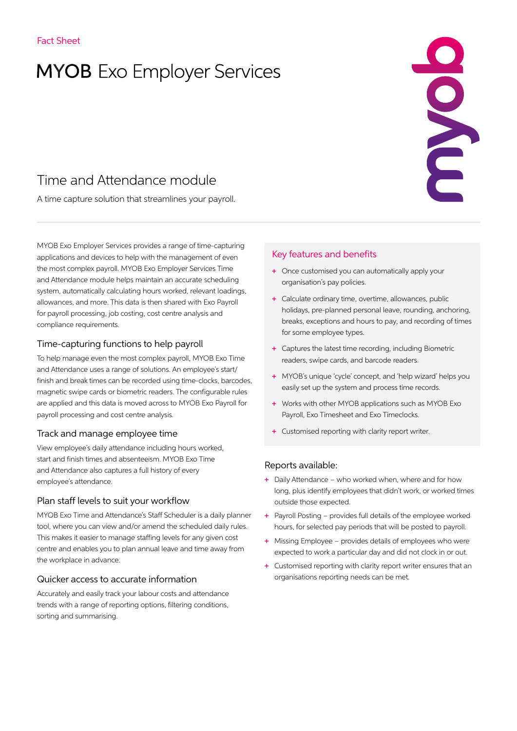Fact Sheet

# MYOB Exo Employer Services

## Time and Attendance module

A time capture solution that streamlines your payroll.

MYOB Exo Employer Services provides a range of time-capturing applications and devices to help with the management of even the most complex payroll. MYOB Exo Employer Services Time and Attendance module helps maintain an accurate scheduling system, automatically calculating hours worked, relevant loadings, allowances, and more. This data is then shared with Exo Payroll for payroll processing, job costing, cost centre analysis and compliance requirements.

### Time-capturing functions to help payroll

To help manage even the most complex payroll, MYOB Exo Time and Attendance uses a range of solutions. An employee's start/finish and break times can be recorded using time-clocks, barcodes, magnetic swipe cards or biometric readers. The configurable rules are applied and this data is moved across to MYOB Exo Payroll for payroll processing and cost centre analysis.

### Track and manage employee time

View employee's daily attendance including hours worked, start and finish times and absenteeism. MYOB Exo Time and Attendance also captures a full history of every employee's attendance.

### Plan staff levels to suit your workflow

MYOB Exo Time and Attendance's Staff Scheduler is a daily planner tool, where you can view and/or amend the scheduled daily rules. This makes it easier to manage staffing levels for any given cost centre and enables you to plan annual leave and time away from the workplace in advance.

### Quicker access to accurate information

Accurately and easily track your labour costs and attendance trends with a range of reporting options, filtering conditions, sorting and summarising.

### Key features and benefits

- Once customised you can automatically apply your organisation's pay policies.
- Calculate ordinary time, overtime, allowances, public holidays, pre-planned personal leave, rounding, anchoring, breaks, exceptions and hours to pay, and recording of times for some employee types.
- Captures the latest time recording, including Biometric readers, swipe cards, and barcode readers.
- MYOB's unique 'cycle' concept, and 'help wizard' helps you easily set up the system and process time records.
- Works with other MYOB applications such as MYOB Exo Payroll, Exo Timesheet and Exo Timeclocks.
- Customised reporting with clarity report writer.

### Reports available:

- Daily Attendance – who worked when, where and for how long, plus identify employees that didn't work, or worked times outside those expected.
- Payroll Posting – provides full details of the employee worked hours, for selected pay periods that will be posted to payroll.
- Missing Employee – provides details of employees who were expected to work a particular day and did not clock in or out.
- Customised reporting with clarity report writer ensures that an organisations reporting needs can be met.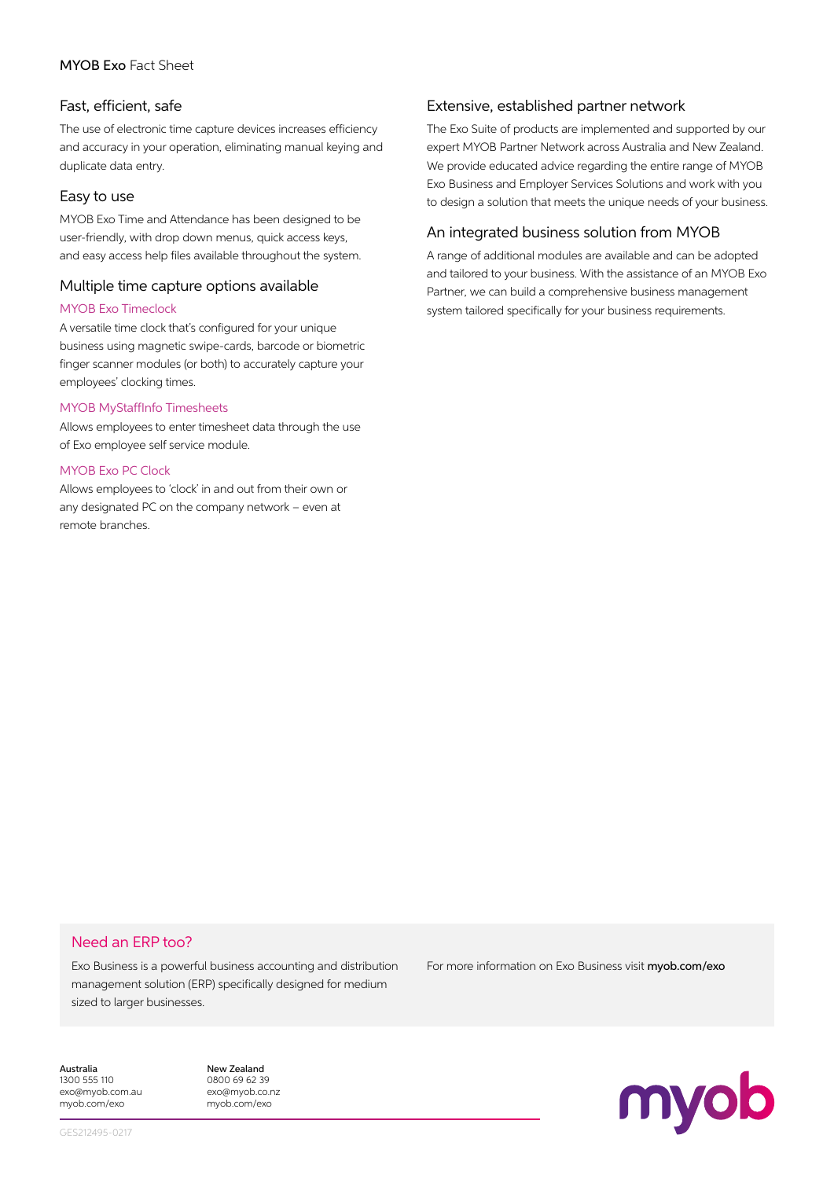## Fast, efficient, safe

The use of electronic time capture devices increases efficiency and accuracy in your operation, eliminating manual keying and duplicate data entry.

## Easy to use

MYOB Exo Time and Attendance has been designed to be user-friendly, with drop down menus, quick access keys, and easy access help files available throughout the system.

## Multiple time capture options available

### MYOB Exo Timeclock

A versatile time clock that's configured for your unique business using magnetic swipe-cards, barcode or biometric finger scanner modules (or both) to accurately capture your employees' clocking times.

### MYOB MyStaffInfo Timesheets

Allows employees to enter timesheet data through the use of Exo employee self service module.

### MYOB Exo PC Clock

Allows employees to 'clock' in and out from their own or any designated PC on the company network – even at remote branches.

## Extensive, established partner network

The Exo Suite of products are implemented and supported by our expert MYOB Partner Network across Australia and New Zealand. We provide educated advice regarding the entire range of MYOB Exo Business and Employer Services Solutions and work with you to design a solution that meets the unique needs of your business.

## An integrated business solution from MYOB

A range of additional modules are available and can be adopted and tailored to your business. With the assistance of an MYOB Exo Partner, we can build a comprehensive business management system tailored specifically for your business requirements.

## Need an ERP too?

Exo Business is a powerful business accounting and distribution management solution (ERP) specifically designed for medium sized to larger businesses.

For more information on Exo Business visit **myob.com/exo**

**Australia**
1300 555 110
exo@myob.com.au
myob.com/exo

**New Zealand**
0800 69 62 39
exo@myob.co.nz
myob.com/exo

myob

GES212495-0217